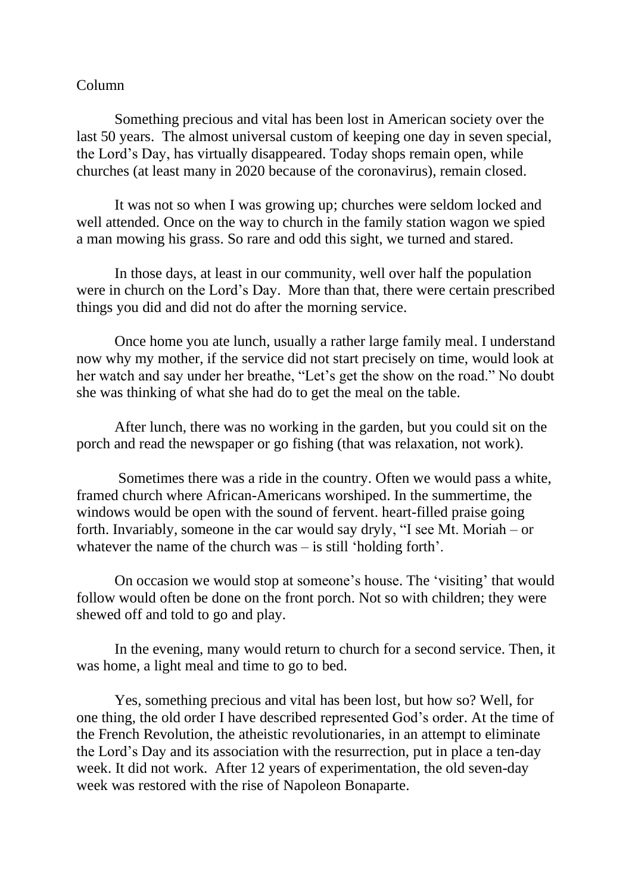Column

Something precious and vital has been lost in American society over the last 50 years. The almost universal custom of keeping one day in seven special, the Lord's Day, has virtually disappeared. Today shops remain open, while churches (at least many in 2020 because of the coronavirus), remain closed.

It was not so when I was growing up; churches were seldom locked and well attended. Once on the way to church in the family station wagon we spied a man mowing his grass. So rare and odd this sight, we turned and stared.

In those days, at least in our community, well over half the population were in church on the Lord's Day. More than that, there were certain prescribed things you did and did not do after the morning service.

Once home you ate lunch, usually a rather large family meal. I understand now why my mother, if the service did not start precisely on time, would look at her watch and say under her breathe, "Let's get the show on the road." No doubt she was thinking of what she had do to get the meal on the table.

After lunch, there was no working in the garden, but you could sit on the porch and read the newspaper or go fishing (that was relaxation, not work).

Sometimes there was a ride in the country. Often we would pass a white, framed church where African-Americans worshiped. In the summertime, the windows would be open with the sound of fervent. heart-filled praise going forth. Invariably, someone in the car would say dryly, "I see Mt. Moriah – or whatever the name of the church was – is still 'holding forth'.

On occasion we would stop at someone's house. The 'visiting' that would follow would often be done on the front porch. Not so with children; they were shewed off and told to go and play.

In the evening, many would return to church for a second service. Then, it was home, a light meal and time to go to bed.

Yes, something precious and vital has been lost, but how so? Well, for one thing, the old order I have described represented God's order. At the time of the French Revolution, the atheistic revolutionaries, in an attempt to eliminate the Lord's Day and its association with the resurrection, put in place a ten-day week. It did not work. After 12 years of experimentation, the old seven-day week was restored with the rise of Napoleon Bonaparte.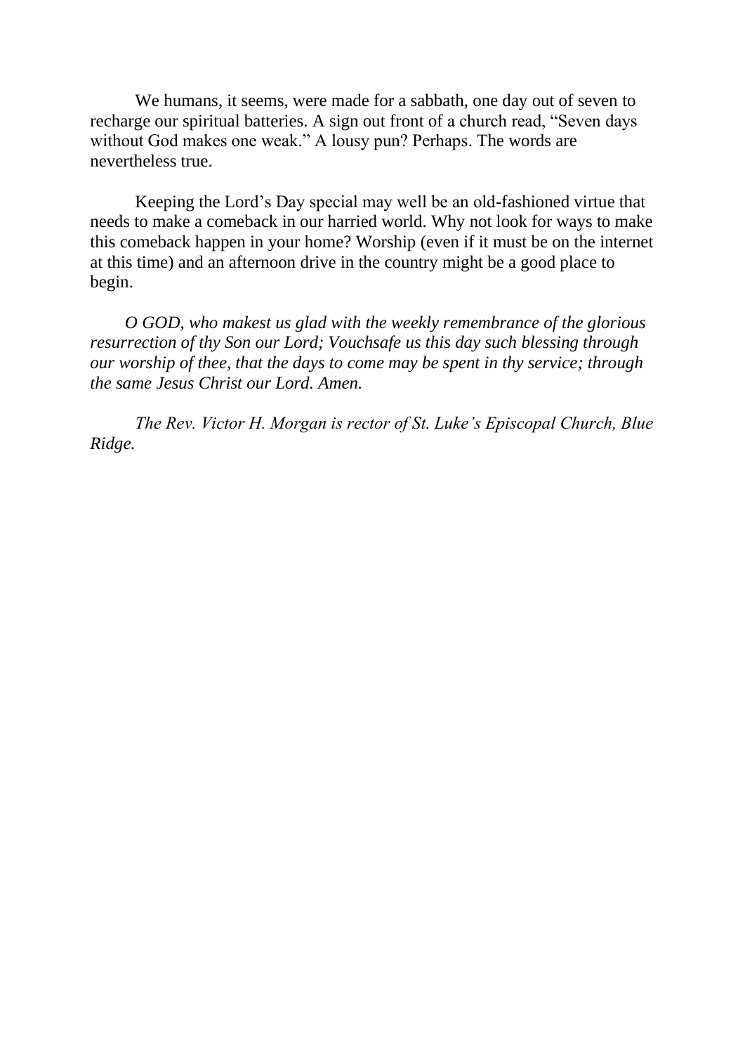We humans, it seems, were made for a sabbath, one day out of seven to recharge our spiritual batteries. A sign out front of a church read, "Seven days without God makes one weak." A lousy pun? Perhaps. The words are nevertheless true.

Keeping the Lord's Day special may well be an old-fashioned virtue that needs to make a comeback in our harried world. Why not look for ways to make this comeback happen in your home? Worship (even if it must be on the internet at this time) and an afternoon drive in the country might be a good place to begin.

*O GOD, who makest us glad with the weekly remembrance of the glorious resurrection of thy Son our Lord; Vouchsafe us this day such blessing through our worship of thee, that the days to come may be spent in thy service; through the same Jesus Christ our Lord. Amen.*

*The Rev. Victor H. Morgan is rector of St. Luke's Episcopal Church, Blue Ridge.*